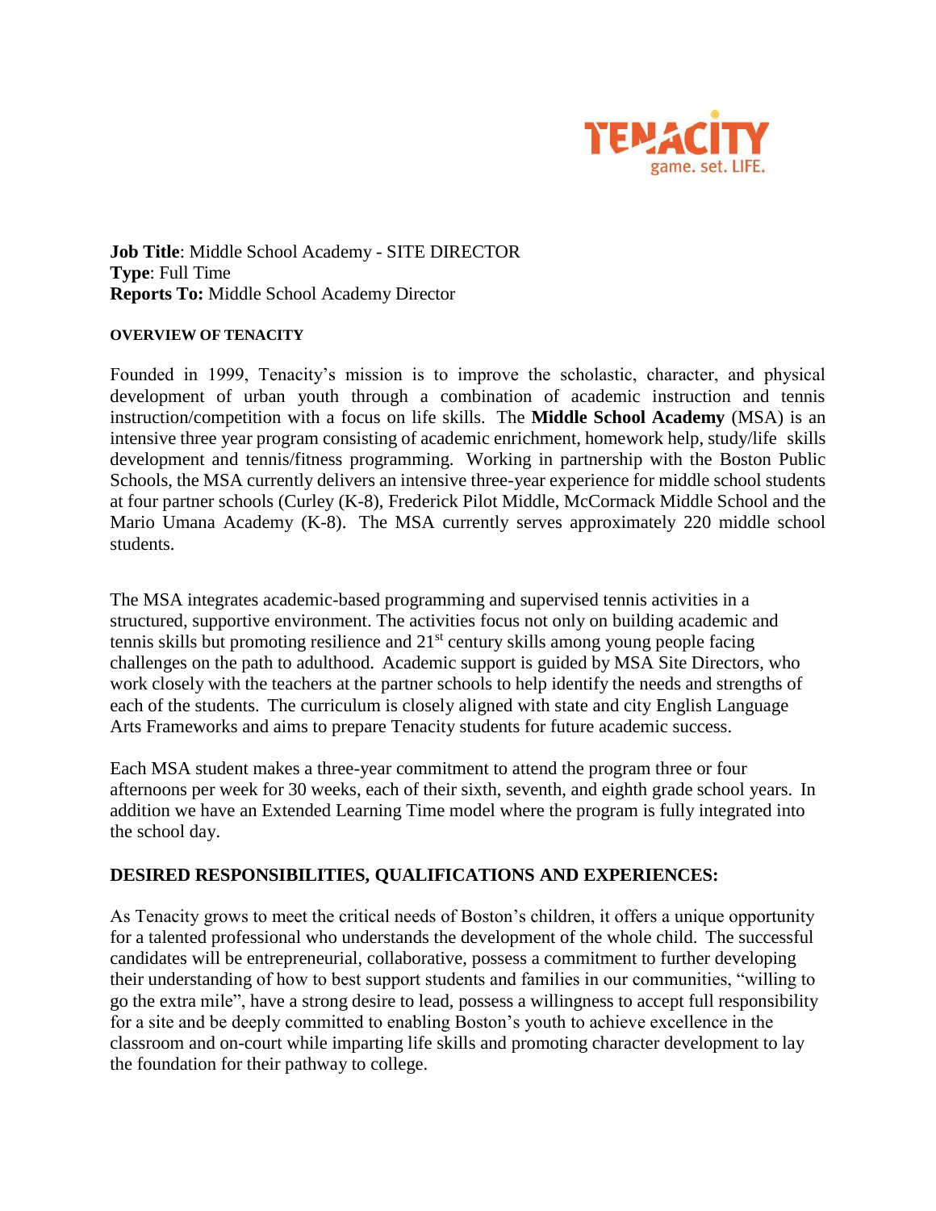TENACITY
game. set. LIFE.

**Job Title**: Middle School Academy - SITE DIRECTOR
**Type**: Full Time
**Reports To:** Middle School Academy Director

**OVERVIEW OF TENACITY**

Founded in 1999, Tenacity's mission is to improve the scholastic, character, and physical development of urban youth through a combination of academic instruction and tennis instruction/competition with a focus on life skills. The **Middle School Academy** (MSA) is an intensive three year program consisting of academic enrichment, homework help, study/life skills development and tennis/fitness programming. Working in partnership with the Boston Public Schools, the MSA currently delivers an intensive three-year experience for middle school students at four partner schools (Curley (K-8), Frederick Pilot Middle, McCormack Middle School and the Mario Umana Academy (K-8). The MSA currently serves approximately 220 middle school students.

The MSA integrates academic-based programming and supervised tennis activities in a structured, supportive environment. The activities focus not only on building academic and tennis skills but promoting resilience and 21st century skills among young people facing challenges on the path to adulthood. Academic support is guided by MSA Site Directors, who work closely with the teachers at the partner schools to help identify the needs and strengths of each of the students. The curriculum is closely aligned with state and city English Language Arts Frameworks and aims to prepare Tenacity students for future academic success.

Each MSA student makes a three-year commitment to attend the program three or four afternoons per week for 30 weeks, each of their sixth, seventh, and eighth grade school years. In addition we have an Extended Learning Time model where the program is fully integrated into the school day.

**DESIRED RESPONSIBILITIES, QUALIFICATIONS AND EXPERIENCES:**

As Tenacity grows to meet the critical needs of Boston's children, it offers a unique opportunity for a talented professional who understands the development of the whole child. The successful candidates will be entrepreneurial, collaborative, possess a commitment to further developing their understanding of how to best support students and families in our communities, "willing to go the extra mile", have a strong desire to lead, possess a willingness to accept full responsibility for a site and be deeply committed to enabling Boston's youth to achieve excellence in the classroom and on-court while imparting life skills and promoting character development to lay the foundation for their pathway to college.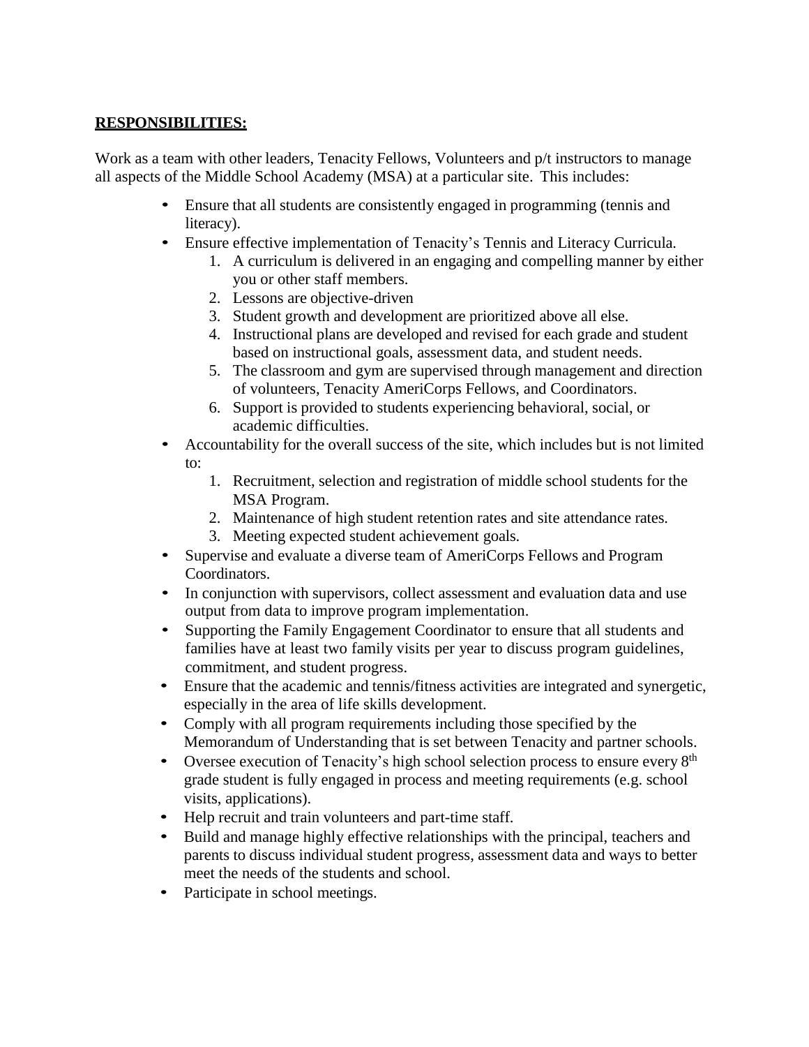**RESPONSIBILITIES:**

Work as a team with other leaders, Tenacity Fellows, Volunteers and p/t instructors to manage all aspects of the Middle School Academy (MSA) at a particular site. This includes:

- Ensure that all students are consistently engaged in programming (tennis and literacy).
- Ensure effective implementation of Tenacity's Tennis and Literacy Curricula.
  1. A curriculum is delivered in an engaging and compelling manner by either you or other staff members.
  2. Lessons are objective-driven
  3. Student growth and development are prioritized above all else.
  4. Instructional plans are developed and revised for each grade and student based on instructional goals, assessment data, and student needs.
  5. The classroom and gym are supervised through management and direction of volunteers, Tenacity AmeriCorps Fellows, and Coordinators.
  6. Support is provided to students experiencing behavioral, social, or academic difficulties.
- Accountability for the overall success of the site, which includes but is not limited to:
  1. Recruitment, selection and registration of middle school students for the MSA Program.
  2. Maintenance of high student retention rates and site attendance rates.
  3. Meeting expected student achievement goals.
- Supervise and evaluate a diverse team of AmeriCorps Fellows and Program Coordinators.
- In conjunction with supervisors, collect assessment and evaluation data and use output from data to improve program implementation.
- Supporting the Family Engagement Coordinator to ensure that all students and families have at least two family visits per year to discuss program guidelines, commitment, and student progress.
- Ensure that the academic and tennis/fitness activities are integrated and synergetic, especially in the area of life skills development.
- Comply with all program requirements including those specified by the Memorandum of Understanding that is set between Tenacity and partner schools.
- Oversee execution of Tenacity's high school selection process to ensure every 8th grade student is fully engaged in process and meeting requirements (e.g. school visits, applications).
- Help recruit and train volunteers and part-time staff.
- Build and manage highly effective relationships with the principal, teachers and parents to discuss individual student progress, assessment data and ways to better meet the needs of the students and school.
- Participate in school meetings.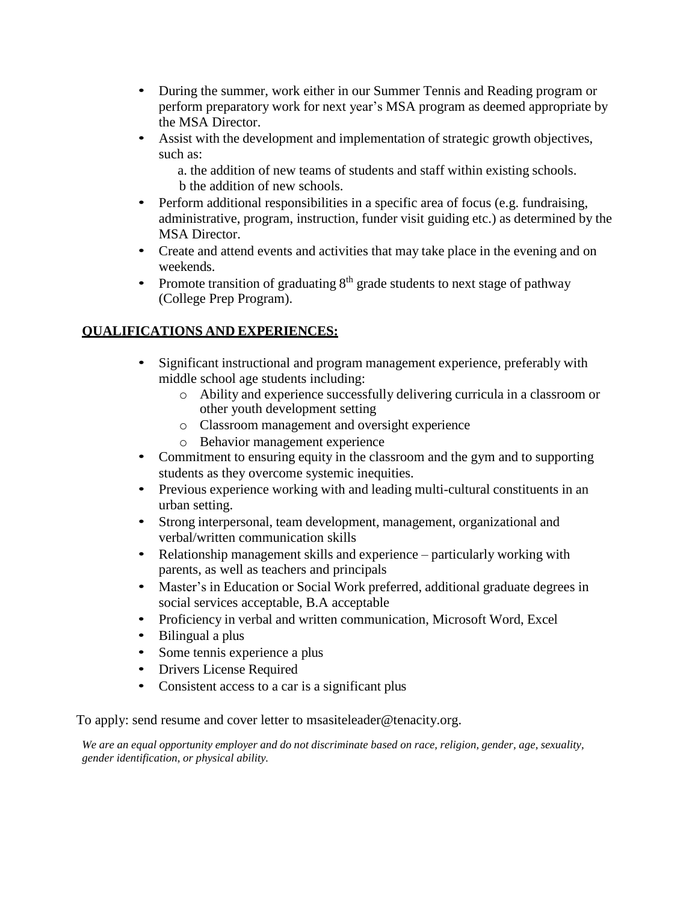- During the summer, work either in our Summer Tennis and Reading program or perform preparatory work for next year's MSA program as deemed appropriate by the MSA Director.
- Assist with the development and implementation of strategic growth objectives, such as:
  - a. the addition of new teams of students and staff within existing schools.
  - b the addition of new schools.
- Perform additional responsibilities in a specific area of focus (e.g. fundraising, administrative, program, instruction, funder visit guiding etc.) as determined by the MSA Director.
- Create and attend events and activities that may take place in the evening and on weekends.
- Promote transition of graduating 8th grade students to next stage of pathway (College Prep Program).

## QUALIFICATIONS AND EXPERIENCES:

- Significant instructional and program management experience, preferably with middle school age students including:
  - Ability and experience successfully delivering curricula in a classroom or other youth development setting
  - Classroom management and oversight experience
  - Behavior management experience
- Commitment to ensuring equity in the classroom and the gym and to supporting students as they overcome systemic inequities.
- Previous experience working with and leading multi-cultural constituents in an urban setting.
- Strong interpersonal, team development, management, organizational and verbal/written communication skills
- Relationship management skills and experience – particularly working with parents, as well as teachers and principals
- Master's in Education or Social Work preferred, additional graduate degrees in social services acceptable, B.A acceptable
- Proficiency in verbal and written communication, Microsoft Word, Excel
- Bilingual a plus
- Some tennis experience a plus
- Drivers License Required
- Consistent access to a car is a significant plus

To apply: send resume and cover letter to msasiteleader@tenacity.org.

*We are an equal opportunity employer and do not discriminate based on race, religion, gender, age, sexuality, gender identification, or physical ability.*